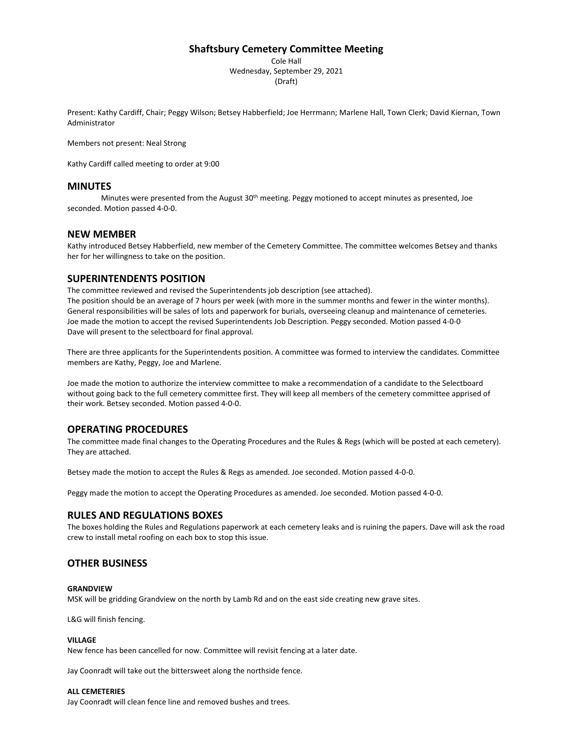# Shaftsbury Cemetery Committee Meeting

Cole Hall
Wednesday, September 29, 2021
(Draft)

Present: Kathy Cardiff, Chair; Peggy Wilson; Betsey Habberfield; Joe Herrmann; Marlene Hall, Town Clerk; David Kiernan, Town Administrator

Members not present: Neal Strong

Kathy Cardiff called meeting to order at 9:00

## MINUTES

Minutes were presented from the August 30th meeting. Peggy motioned to accept minutes as presented, Joe seconded. Motion passed 4-0-0.

## NEW MEMBER

Kathy introduced Betsey Habberfield, new member of the Cemetery Committee. The committee welcomes Betsey and thanks her for her willingness to take on the position.

## SUPERINTENDENTS POSITION

The committee reviewed and revised the Superintendents job description (see attached).
The position should be an average of 7 hours per week (with more in the summer months and fewer in the winter months). General responsibilities will be sales of lots and paperwork for burials, overseeing cleanup and maintenance of cemeteries.
Joe made the motion to accept the revised Superintendents Job Description. Peggy seconded. Motion passed 4-0-0
Dave will present to the selectboard for final approval.

There are three applicants for the Superintendents position. A committee was formed to interview the candidates. Committee members are Kathy, Peggy, Joe and Marlene.

Joe made the motion to authorize the interview committee to make a recommendation of a candidate to the Selectboard without going back to the full cemetery committee first. They will keep all members of the cemetery committee apprised of their work. Betsey seconded. Motion passed 4-0-0.

## OPERATING PROCEDURES

The committee made final changes to the Operating Procedures and the Rules & Regs (which will be posted at each cemetery). They are attached.

Betsey made the motion to accept the Rules & Regs as amended. Joe seconded. Motion passed 4-0-0.

Peggy made the motion to accept the Operating Procedures as amended. Joe seconded. Motion passed 4-0-0.

## RULES AND REGULATIONS BOXES

The boxes holding the Rules and Regulations paperwork at each cemetery leaks and is ruining the papers. Dave will ask the road crew to install metal roofing on each box to stop this issue.

## OTHER BUSINESS

**GRANDVIEW**

MSK will be gridding Grandview on the north by Lamb Rd and on the east side creating new grave sites.

L&G will finish fencing.

**VILLAGE**

New fence has been cancelled for now. Committee will revisit fencing at a later date.

Jay Coonradt will take out the bittersweet along the northside fence.

**ALL CEMETERIES**

Jay Coonradt will clean fence line and removed bushes and trees.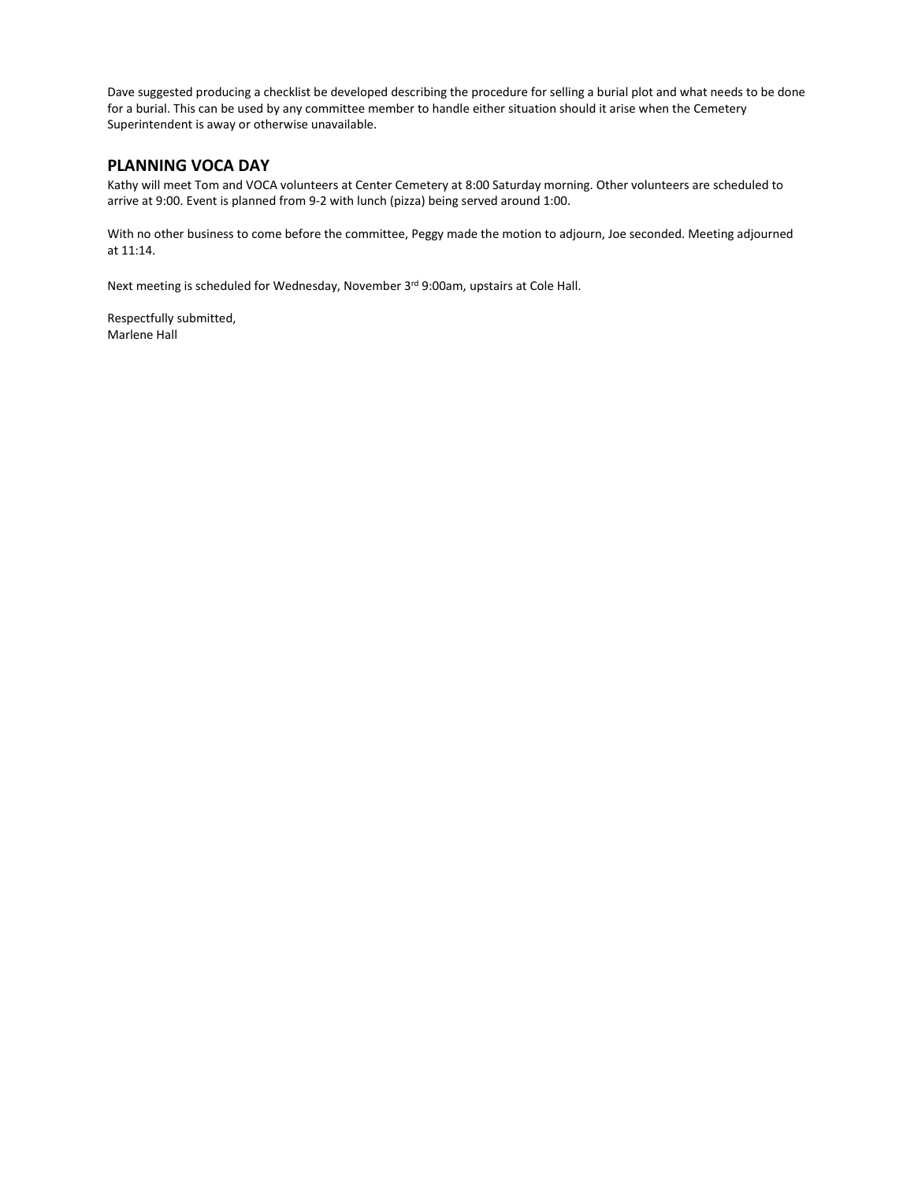Dave suggested producing a checklist be developed describing the procedure for selling a burial plot and what needs to be done for a burial. This can be used by any committee member to handle either situation should it arise when the Cemetery Superintendent is away or otherwise unavailable.

## PLANNING VOCA DAY

Kathy will meet Tom and VOCA volunteers at Center Cemetery at 8:00 Saturday morning. Other volunteers are scheduled to arrive at 9:00. Event is planned from 9-2 with lunch (pizza) being served around 1:00.

With no other business to come before the committee, Peggy made the motion to adjourn, Joe seconded. Meeting adjourned at 11:14.

Next meeting is scheduled for Wednesday, November 3rd 9:00am, upstairs at Cole Hall.

Respectfully submitted,
Marlene Hall